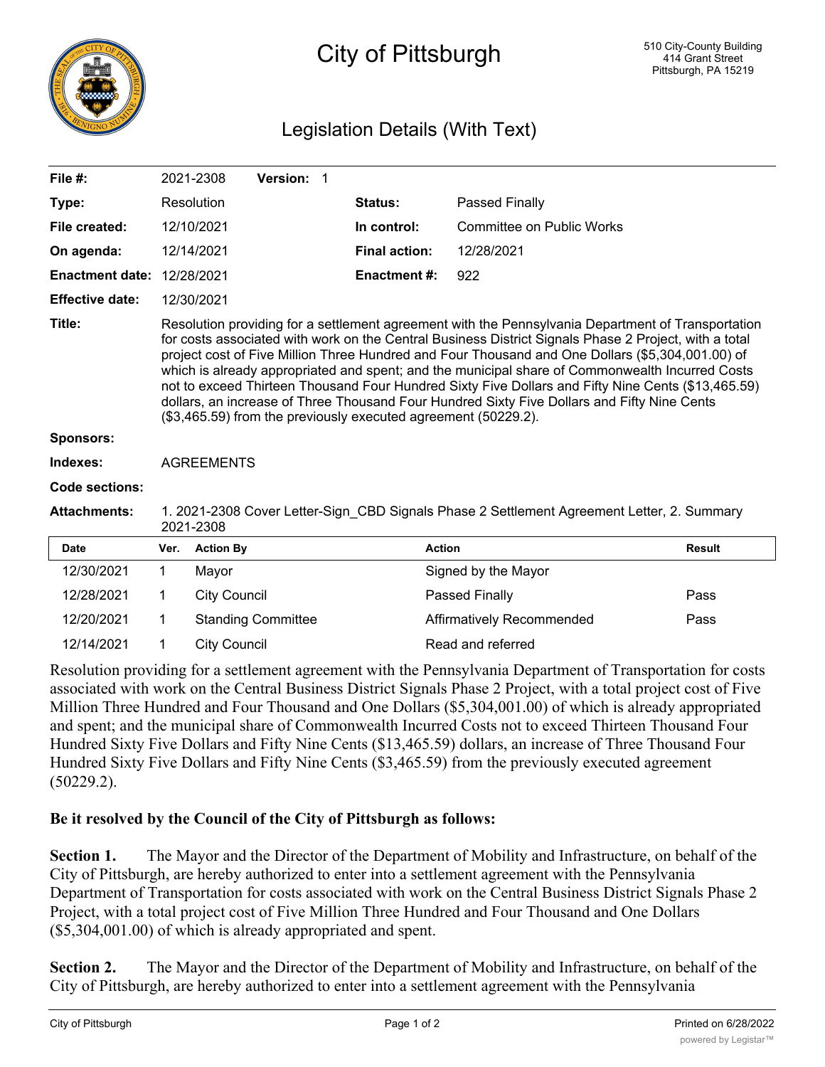# City of Pittsburgh

510 City-County Building
414 Grant Street
Pittsburgh, PA 15219

## Legislation Details (With Text)

| | | | |
|---|---|---|---|
| **File #:** | 2021-2308 **Version:** 1 | | |
| **Type:** | Resolution | **Status:** | Passed Finally |
| **File created:** | 12/10/2021 | **In control:** | Committee on Public Works |
| **On agenda:** | 12/14/2021 | **Final action:** | 12/28/2021 |
| **Enactment date:** | 12/28/2021 | **Enactment #:** | 922 |
| **Effective date:** | 12/30/2021 | | |

**Title:** Resolution providing for a settlement agreement with the Pennsylvania Department of Transportation for costs associated with work on the Central Business District Signals Phase 2 Project, with a total project cost of Five Million Three Hundred and Four Thousand and One Dollars ($5,304,001.00) of which is already appropriated and spent; and the municipal share of Commonwealth Incurred Costs not to exceed Thirteen Thousand Four Hundred Sixty Five Dollars and Fifty Nine Cents ($13,465.59) dollars, an increase of Three Thousand Four Hundred Sixty Five Dollars and Fifty Nine Cents ($3,465.59) from the previously executed agreement (50229.2).

**Sponsors:**

**Indexes:** AGREEMENTS

**Code sections:**

**Attachments:** 1. 2021-2308 Cover Letter-Sign_CBD Signals Phase 2 Settlement Agreement Letter, 2. Summary 2021-2308

| Date | Ver. | Action By | Action | Result |
|---|---|---|---|---|
| 12/30/2021 | 1 | Mayor | Signed by the Mayor | |
| 12/28/2021 | 1 | City Council | Passed Finally | Pass |
| 12/20/2021 | 1 | Standing Committee | Affirmatively Recommended | Pass |
| 12/14/2021 | 1 | City Council | Read and referred | |

Resolution providing for a settlement agreement with the Pennsylvania Department of Transportation for costs associated with work on the Central Business District Signals Phase 2 Project, with a total project cost of Five Million Three Hundred and Four Thousand and One Dollars ($5,304,001.00) of which is already appropriated and spent; and the municipal share of Commonwealth Incurred Costs not to exceed Thirteen Thousand Four Hundred Sixty Five Dollars and Fifty Nine Cents ($13,465.59) dollars, an increase of Three Thousand Four Hundred Sixty Five Dollars and Fifty Nine Cents ($3,465.59) from the previously executed agreement (50229.2).

**Be it resolved by the Council of the City of Pittsburgh as follows:**

**Section 1.** The Mayor and the Director of the Department of Mobility and Infrastructure, on behalf of the City of Pittsburgh, are hereby authorized to enter into a settlement agreement with the Pennsylvania Department of Transportation for costs associated with work on the Central Business District Signals Phase 2 Project, with a total project cost of Five Million Three Hundred and Four Thousand and One Dollars ($5,304,001.00) of which is already appropriated and spent.

**Section 2.** The Mayor and the Director of the Department of Mobility and Infrastructure, on behalf of the City of Pittsburgh, are hereby authorized to enter into a settlement agreement with the Pennsylvania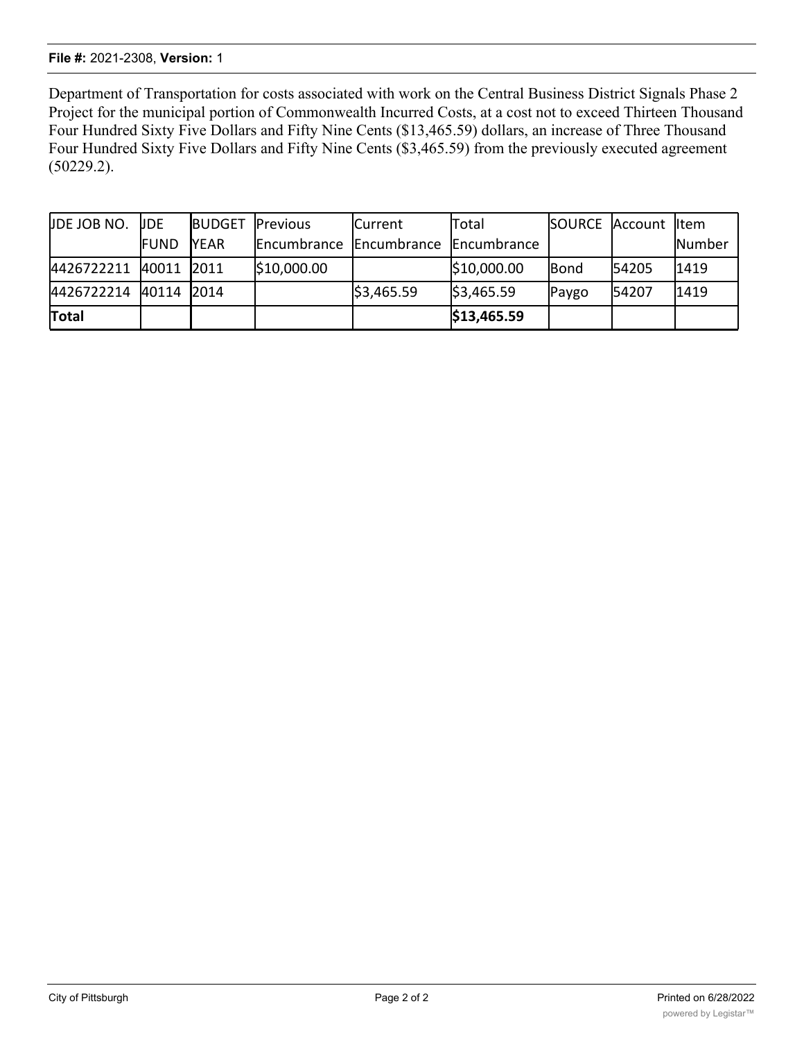Department of Transportation for costs associated with work on the Central Business District Signals Phase 2 Project for the municipal portion of Commonwealth Incurred Costs, at a cost not to exceed Thirteen Thousand Four Hundred Sixty Five Dollars and Fifty Nine Cents ($13,465.59) dollars, an increase of Three Thousand Four Hundred Sixty Five Dollars and Fifty Nine Cents ($3,465.59) from the previously executed agreement (50229.2).

| JDE JOB NO. | JDE FUND | BUDGET YEAR | Previous Encumbrance | Current Encumbrance | Total Encumbrance | SOURCE | Account | Item Number |
|---|---|---|---|---|---|---|---|---|
| 4426722211 | 40011 | 2011 | $10,000.00 | | $10,000.00 | Bond | 54205 | 1419 |
| 4426722214 | 40114 | 2014 | | $3,465.59 | $3,465.59 | Paygo | 54207 | 1419 |
| **Total** | | | | | **$13,465.59** | | | |